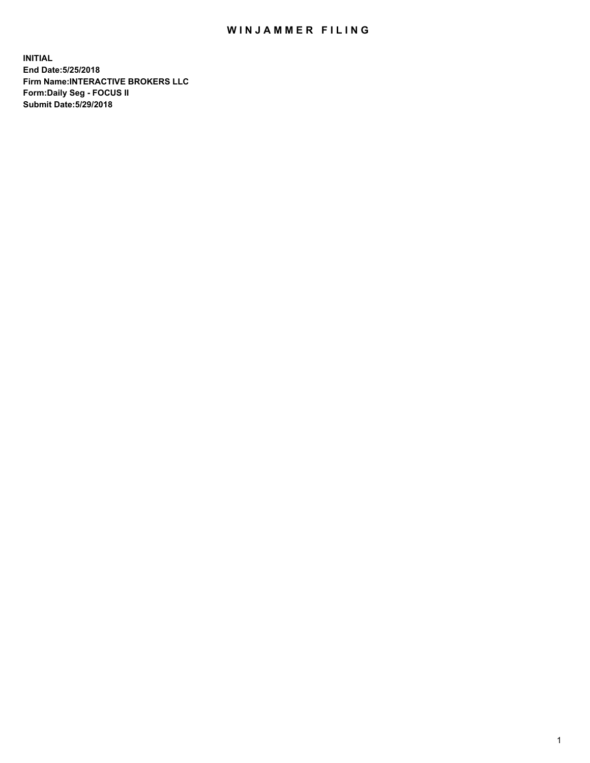# WINJAMMER FILING

**INITIAL**
**End Date:5/25/2018**
**Firm Name:INTERACTIVE BROKERS LLC**
**Form:Daily Seg - FOCUS II**
**Submit Date:5/29/2018**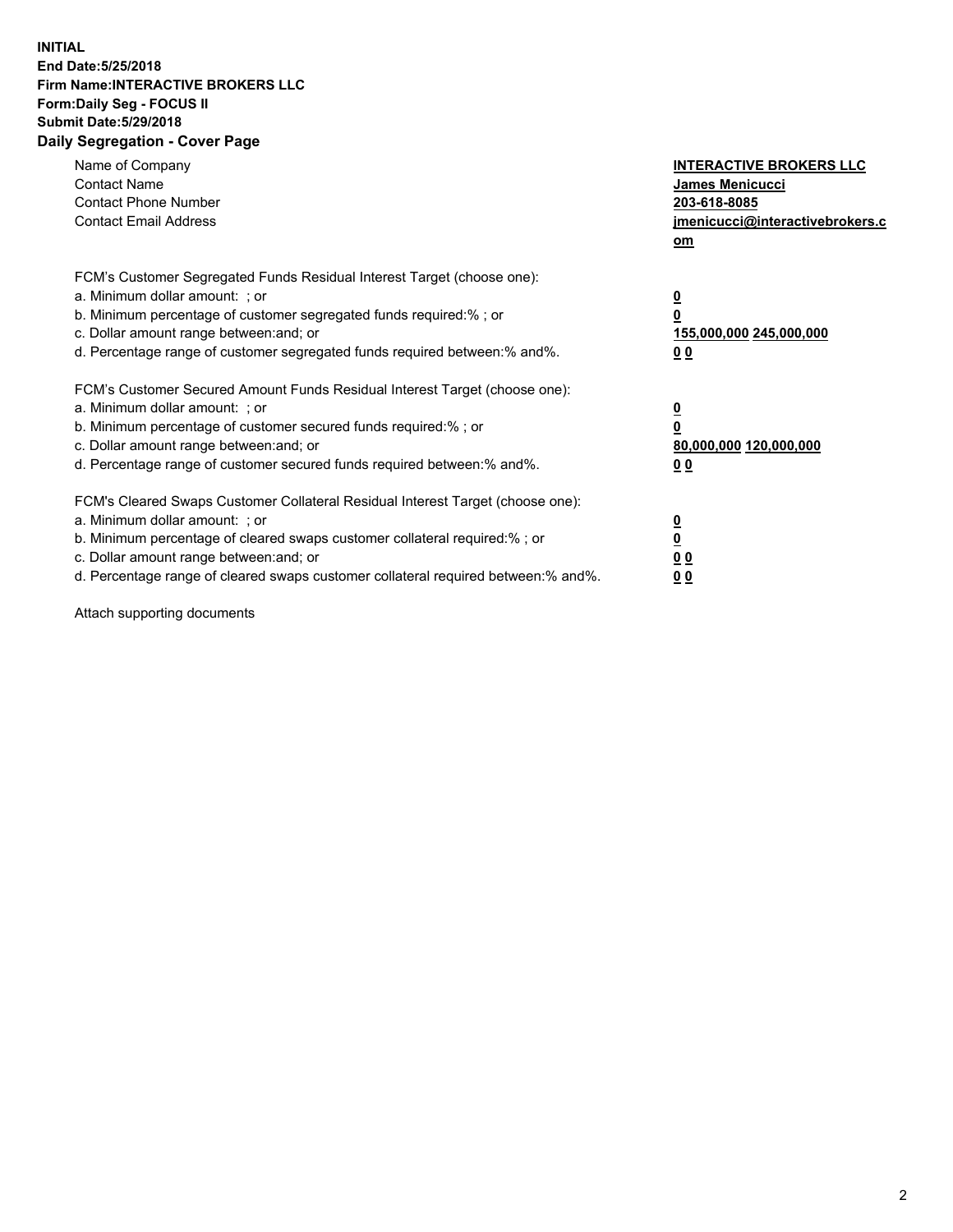**INITIAL**
**End Date:5/25/2018**
**Firm Name:INTERACTIVE BROKERS LLC**
**Form:Daily Seg - FOCUS II**
**Submit Date:5/29/2018**

## Daily Segregation - Cover Page

| | |
|---|---|
| Name of Company | **INTERACTIVE BROKERS LLC** |
| Contact Name | **James Menicucci** |
| Contact Phone Number | **203-618-8085** |
| Contact Email Address | **jmenicucci@interactivebrokers.com** |

FCM's Customer Segregated Funds Residual Interest Target (choose one):

| | |
|---|---|
| a. Minimum dollar amount: ; or | **0** |
| b. Minimum percentage of customer segregated funds required:% ; or | **0** |
| c. Dollar amount range between:and; or | **155,000,000 245,000,000** |
| d. Percentage range of customer segregated funds required between:% and%. | **0 0** |

FCM's Customer Secured Amount Funds Residual Interest Target (choose one):

| | |
|---|---|
| a. Minimum dollar amount: ; or | **0** |
| b. Minimum percentage of customer secured funds required:% ; or | **0** |
| c. Dollar amount range between:and; or | **80,000,000 120,000,000** |
| d. Percentage range of customer secured funds required between:% and%. | **0 0** |

FCM's Cleared Swaps Customer Collateral Residual Interest Target (choose one):

| | |
|---|---|
| a. Minimum dollar amount: ; or | **0** |
| b. Minimum percentage of cleared swaps customer collateral required:% ; or | **0** |
| c. Dollar amount range between:and; or | **0 0** |
| d. Percentage range of cleared swaps customer collateral required between:% and%. | **0 0** |

Attach supporting documents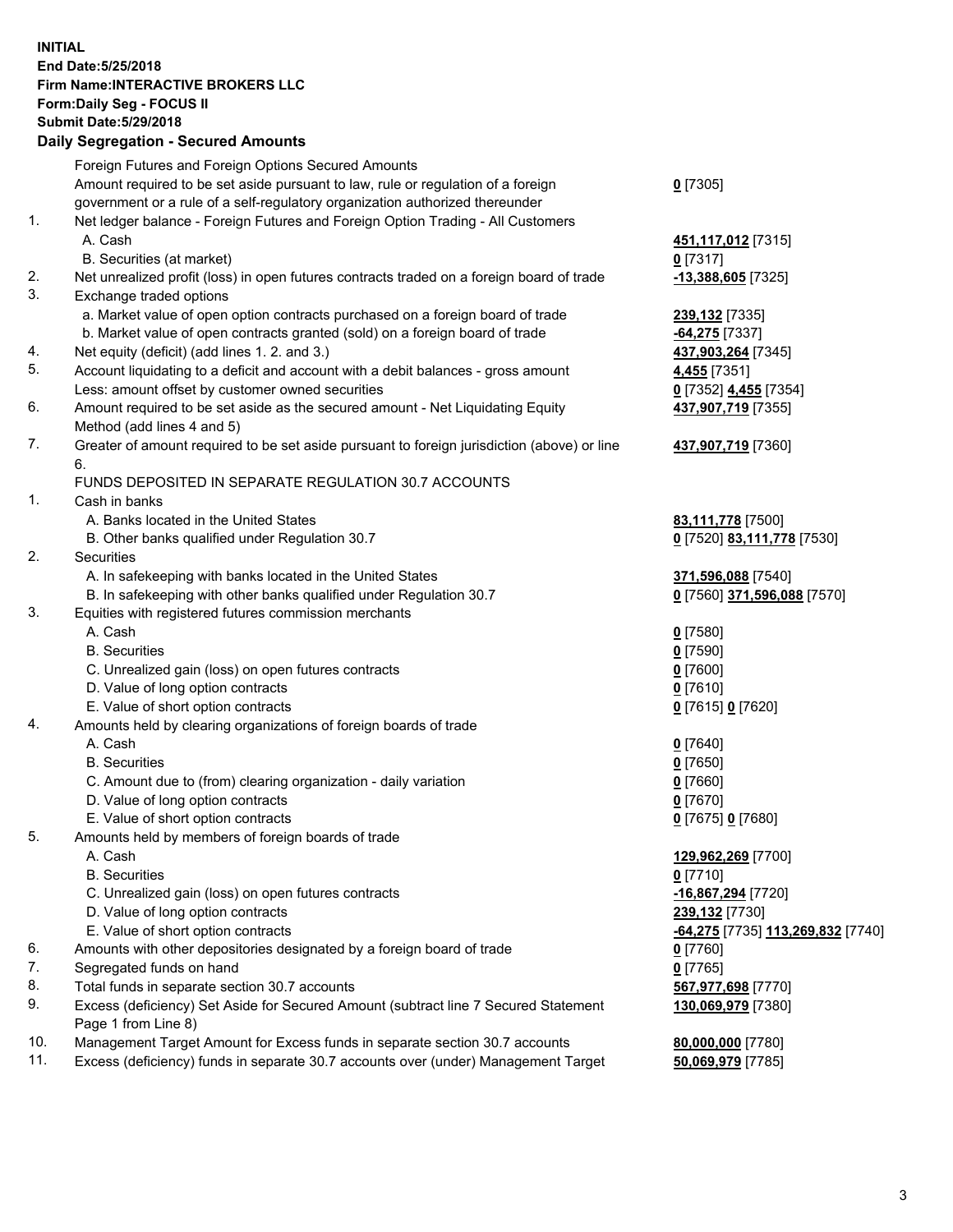**INITIAL**
**End Date:5/25/2018**
**Firm Name:INTERACTIVE BROKERS LLC**
**Form:Daily Seg - FOCUS II**
**Submit Date:5/29/2018**

## Daily Segregation - Secured Amounts

| | | |
|---|---|---|
| | Foreign Futures and Foreign Options Secured Amounts | |
| | Amount required to be set aside pursuant to law, rule or regulation of a foreign government or a rule of a self-regulatory organization authorized thereunder | **0** [7305] |
| 1. | Net ledger balance - Foreign Futures and Foreign Option Trading - All Customers | |
| | A. Cash | **451,117,012** [7315] |
| | B. Securities (at market) | **0** [7317] |
| 2. | Net unrealized profit (loss) in open futures contracts traded on a foreign board of trade | **-13,388,605** [7325] |
| 3. | Exchange traded options | |
| | a. Market value of open option contracts purchased on a foreign board of trade | **239,132** [7335] |
| | b. Market value of open contracts granted (sold) on a foreign board of trade | **-64,275** [7337] |
| 4. | Net equity (deficit) (add lines 1. 2. and 3.) | **437,903,264** [7345] |
| 5. | Account liquidating to a deficit and account with a debit balances - gross amount | **4,455** [7351] |
| | Less: amount offset by customer owned securities | **0** [7352] **4,455** [7354] |
| 6. | Amount required to be set aside as the secured amount - Net Liquidating Equity Method (add lines 4 and 5) | **437,907,719** [7355] |
| 7. | Greater of amount required to be set aside pursuant to foreign jurisdiction (above) or line 6. | **437,907,719** [7360] |
| | FUNDS DEPOSITED IN SEPARATE REGULATION 30.7 ACCOUNTS | |
| 1. | Cash in banks | |
| | A. Banks located in the United States | **83,111,778** [7500] |
| | B. Other banks qualified under Regulation 30.7 | **0** [7520] **83,111,778** [7530] |
| 2. | Securities | |
| | A. In safekeeping with banks located in the United States | **371,596,088** [7540] |
| | B. In safekeeping with other banks qualified under Regulation 30.7 | **0** [7560] **371,596,088** [7570] |
| 3. | Equities with registered futures commission merchants | |
| | A. Cash | **0** [7580] |
| | B. Securities | **0** [7590] |
| | C. Unrealized gain (loss) on open futures contracts | **0** [7600] |
| | D. Value of long option contracts | **0** [7610] |
| | E. Value of short option contracts | **0** [7615] **0** [7620] |
| 4. | Amounts held by clearing organizations of foreign boards of trade | |
| | A. Cash | **0** [7640] |
| | B. Securities | **0** [7650] |
| | C. Amount due to (from) clearing organization - daily variation | **0** [7660] |
| | D. Value of long option contracts | **0** [7670] |
| | E. Value of short option contracts | **0** [7675] **0** [7680] |
| 5. | Amounts held by members of foreign boards of trade | |
| | A. Cash | **129,962,269** [7700] |
| | B. Securities | **0** [7710] |
| | C. Unrealized gain (loss) on open futures contracts | **-16,867,294** [7720] |
| | D. Value of long option contracts | **239,132** [7730] |
| | E. Value of short option contracts | **-64,275** [7735] **113,269,832** [7740] |
| 6. | Amounts with other depositories designated by a foreign board of trade | **0** [7760] |
| 7. | Segregated funds on hand | **0** [7765] |
| 8. | Total funds in separate section 30.7 accounts | **567,977,698** [7770] |
| 9. | Excess (deficiency) Set Aside for Secured Amount (subtract line 7 Secured Statement Page 1 from Line 8) | **130,069,979** [7380] |
| 10. | Management Target Amount for Excess funds in separate section 30.7 accounts | **80,000,000** [7780] |
| 11. | Excess (deficiency) funds in separate 30.7 accounts over (under) Management Target | **50,069,979** [7785] |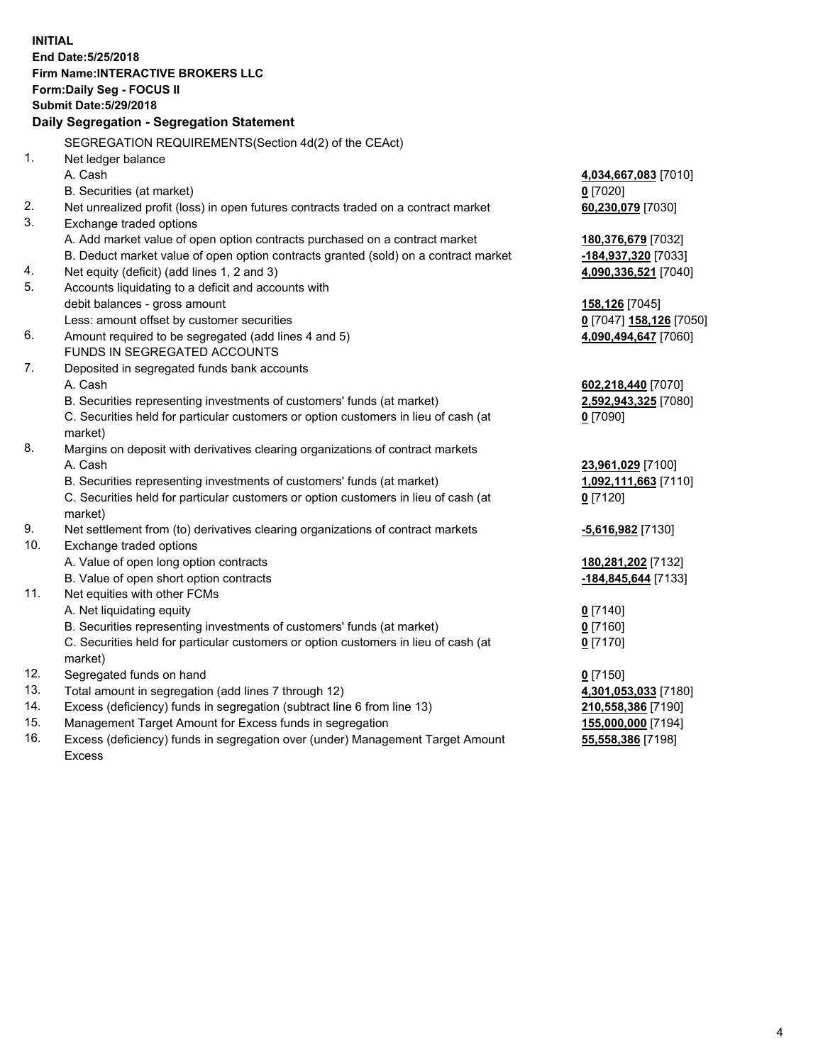**INITIAL**
**End Date:5/25/2018**
**Firm Name:INTERACTIVE BROKERS LLC**
**Form:Daily Seg - FOCUS II**
**Submit Date:5/29/2018**

**Daily Segregation - Segregation Statement**

SEGREGATION REQUIREMENTS(Section 4d(2) of the CEAct)

| | | |
|---|---|---|
| 1. | Net ledger balance | |
| | A. Cash | **4,034,667,083** [7010] |
| | B. Securities (at market) | **0** [7020] |
| 2. | Net unrealized profit (loss) in open futures contracts traded on a contract market | **60,230,079** [7030] |
| 3. | Exchange traded options | |
| | A. Add market value of open option contracts purchased on a contract market | **180,376,679** [7032] |
| | B. Deduct market value of open option contracts granted (sold) on a contract market | **-184,937,320** [7033] |
| 4. | Net equity (deficit) (add lines 1, 2 and 3) | **4,090,336,521** [7040] |
| 5. | Accounts liquidating to a deficit and accounts with debit balances - gross amount | **158,126** [7045] |
| | Less: amount offset by customer securities | **0** [7047] **158,126** [7050] |
| 6. | Amount required to be segregated (add lines 4 and 5) | **4,090,494,647** [7060] |
| | FUNDS IN SEGREGATED ACCOUNTS | |
| 7. | Deposited in segregated funds bank accounts | |
| | A. Cash | **602,218,440** [7070] |
| | B. Securities representing investments of customers' funds (at market) | **2,592,943,325** [7080] |
| | C. Securities held for particular customers or option customers in lieu of cash (at market) | **0** [7090] |
| 8. | Margins on deposit with derivatives clearing organizations of contract markets | |
| | A. Cash | **23,961,029** [7100] |
| | B. Securities representing investments of customers' funds (at market) | **1,092,111,663** [7110] |
| | C. Securities held for particular customers or option customers in lieu of cash (at market) | **0** [7120] |
| 9. | Net settlement from (to) derivatives clearing organizations of contract markets | **-5,616,982** [7130] |
| 10. | Exchange traded options | |
| | A. Value of open long option contracts | **180,281,202** [7132] |
| | B. Value of open short option contracts | **-184,845,644** [7133] |
| 11. | Net equities with other FCMs | |
| | A. Net liquidating equity | **0** [7140] |
| | B. Securities representing investments of customers' funds (at market) | **0** [7160] |
| | C. Securities held for particular customers or option customers in lieu of cash (at market) | **0** [7170] |
| 12. | Segregated funds on hand | **0** [7150] |
| 13. | Total amount in segregation (add lines 7 through 12) | **4,301,053,033** [7180] |
| 14. | Excess (deficiency) funds in segregation (subtract line 6 from line 13) | **210,558,386** [7190] |
| 15. | Management Target Amount for Excess funds in segregation | **155,000,000** [7194] |
| 16. | Excess (deficiency) funds in segregation over (under) Management Target Amount Excess | **55,558,386** [7198] |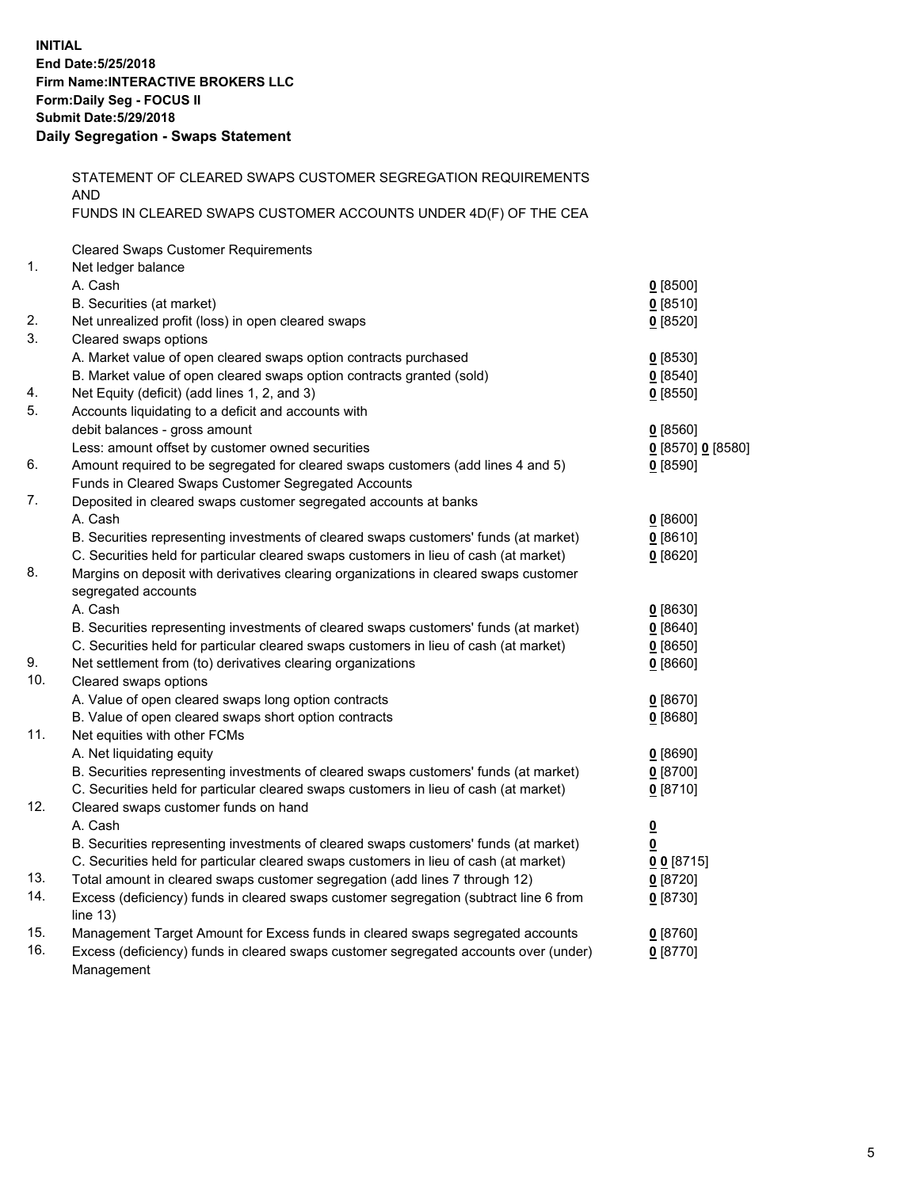**INITIAL**
**End Date:5/25/2018**
**Firm Name:INTERACTIVE BROKERS LLC**
**Form:Daily Seg - FOCUS II**
**Submit Date:5/29/2018**
**Daily Segregation - Swaps Statement**

STATEMENT OF CLEARED SWAPS CUSTOMER SEGREGATION REQUIREMENTS
AND
FUNDS IN CLEARED SWAPS CUSTOMER ACCOUNTS UNDER 4D(F) OF THE CEA

| | | |
|---|---|---|
| | Cleared Swaps Customer Requirements | |
| 1. | Net ledger balance | |
| | A. Cash | 0 [8500] |
| | B. Securities (at market) | 0 [8510] |
| 2. | Net unrealized profit (loss) in open cleared swaps | 0 [8520] |
| 3. | Cleared swaps options | |
| | A. Market value of open cleared swaps option contracts purchased | 0 [8530] |
| | B. Market value of open cleared swaps option contracts granted (sold) | 0 [8540] |
| 4. | Net Equity (deficit) (add lines 1, 2, and 3) | 0 [8550] |
| 5. | Accounts liquidating to a deficit and accounts with | |
| | debit balances - gross amount | 0 [8560] |
| | Less: amount offset by customer owned securities | 0 [8570] 0 [8580] |
| 6. | Amount required to be segregated for cleared swaps customers (add lines 4 and 5) | 0 [8590] |
| | Funds in Cleared Swaps Customer Segregated Accounts | |
| 7. | Deposited in cleared swaps customer segregated accounts at banks | |
| | A. Cash | 0 [8600] |
| | B. Securities representing investments of cleared swaps customers' funds (at market) | 0 [8610] |
| | C. Securities held for particular cleared swaps customers in lieu of cash (at market) | 0 [8620] |
| 8. | Margins on deposit with derivatives clearing organizations in cleared swaps customer segregated accounts | |
| | A. Cash | 0 [8630] |
| | B. Securities representing investments of cleared swaps customers' funds (at market) | 0 [8640] |
| | C. Securities held for particular cleared swaps customers in lieu of cash (at market) | 0 [8650] |
| 9. | Net settlement from (to) derivatives clearing organizations | 0 [8660] |
| 10. | Cleared swaps options | |
| | A. Value of open cleared swaps long option contracts | 0 [8670] |
| | B. Value of open cleared swaps short option contracts | 0 [8680] |
| 11. | Net equities with other FCMs | |
| | A. Net liquidating equity | 0 [8690] |
| | B. Securities representing investments of cleared swaps customers' funds (at market) | 0 [8700] |
| | C. Securities held for particular cleared swaps customers in lieu of cash (at market) | 0 [8710] |
| 12. | Cleared swaps customer funds on hand | |
| | A. Cash | 0 |
| | B. Securities representing investments of cleared swaps customers' funds (at market) | 0 |
| | C. Securities held for particular cleared swaps customers in lieu of cash (at market) | 0 0 [8715] |
| 13. | Total amount in cleared swaps customer segregation (add lines 7 through 12) | 0 [8720] |
| 14. | Excess (deficiency) funds in cleared swaps customer segregation (subtract line 6 from line 13) | 0 [8730] |
| 15. | Management Target Amount for Excess funds in cleared swaps segregated accounts | 0 [8760] |
| 16. | Excess (deficiency) funds in cleared swaps customer segregated accounts over (under) Management | 0 [8770] |